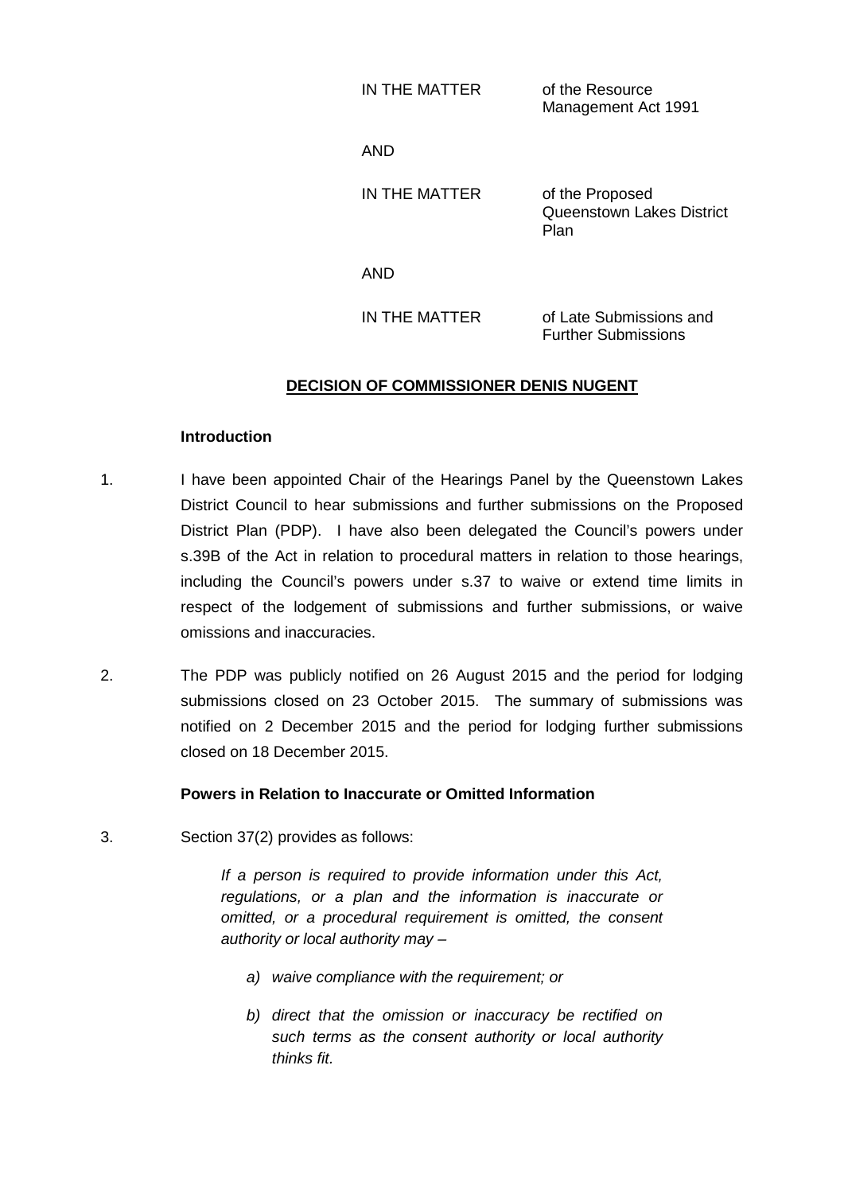| | |
|---|---|
| IN THE MATTER | of the Resource Management Act 1991 |
| AND | |
| IN THE MATTER | of the Proposed Queenstown Lakes District Plan |
| AND | |
| IN THE MATTER | of Late Submissions and Further Submissions |

**DECISION OF COMMISSIONER DENIS NUGENT**

**Introduction**

1. I have been appointed Chair of the Hearings Panel by the Queenstown Lakes District Council to hear submissions and further submissions on the Proposed District Plan (PDP). I have also been delegated the Council's powers under s.39B of the Act in relation to procedural matters in relation to those hearings, including the Council's powers under s.37 to waive or extend time limits in respect of the lodgement of submissions and further submissions, or waive omissions and inaccuracies.

2. The PDP was publicly notified on 26 August 2015 and the period for lodging submissions closed on 23 October 2015. The summary of submissions was notified on 2 December 2015 and the period for lodging further submissions closed on 18 December 2015.

**Powers in Relation to Inaccurate or Omitted Information**

3. Section 37(2) provides as follows:

> *If a person is required to provide information under this Act, regulations, or a plan and the information is inaccurate or omitted, or a procedural requirement is omitted, the consent authority or local authority may –*
>
> *a) waive compliance with the requirement; or*
>
> *b) direct that the omission or inaccuracy be rectified on such terms as the consent authority or local authority thinks fit.*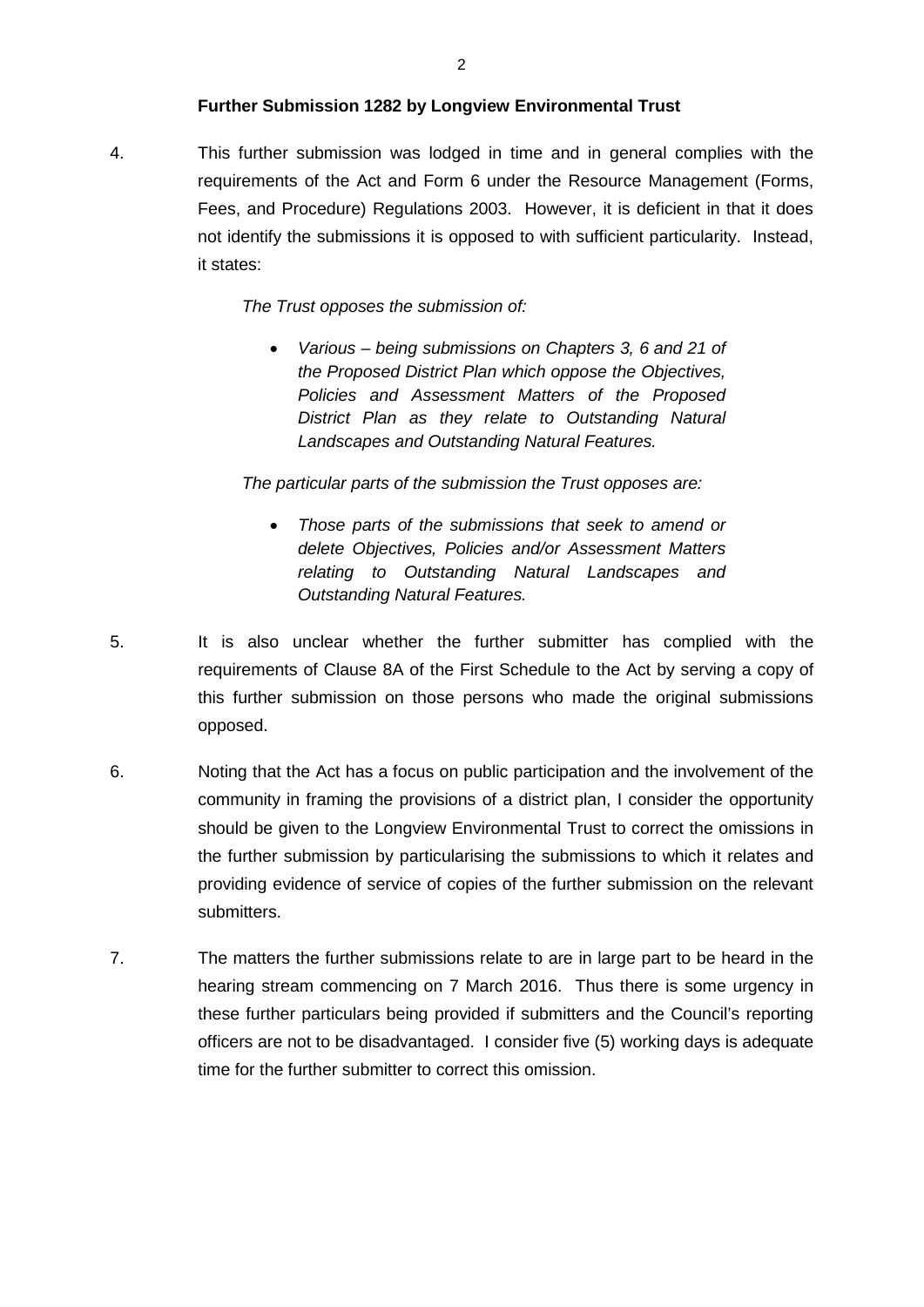**Further Submission 1282 by Longview Environmental Trust**

4. This further submission was lodged in time and in general complies with the requirements of the Act and Form 6 under the Resource Management (Forms, Fees, and Procedure) Regulations 2003. However, it is deficient in that it does not identify the submissions it is opposed to with sufficient particularity. Instead, it states:

   *The Trust opposes the submission of:*

   - *Various – being submissions on Chapters 3, 6 and 21 of the Proposed District Plan which oppose the Objectives, Policies and Assessment Matters of the Proposed District Plan as they relate to Outstanding Natural Landscapes and Outstanding Natural Features.*

   *The particular parts of the submission the Trust opposes are:*

   - *Those parts of the submissions that seek to amend or delete Objectives, Policies and/or Assessment Matters relating to Outstanding Natural Landscapes and Outstanding Natural Features.*

5. It is also unclear whether the further submitter has complied with the requirements of Clause 8A of the First Schedule to the Act by serving a copy of this further submission on those persons who made the original submissions opposed.

6. Noting that the Act has a focus on public participation and the involvement of the community in framing the provisions of a district plan, I consider the opportunity should be given to the Longview Environmental Trust to correct the omissions in the further submission by particularising the submissions to which it relates and providing evidence of service of copies of the further submission on the relevant submitters.

7. The matters the further submissions relate to are in large part to be heard in the hearing stream commencing on 7 March 2016. Thus there is some urgency in these further particulars being provided if submitters and the Council's reporting officers are not to be disadvantaged. I consider five (5) working days is adequate time for the further submitter to correct this omission.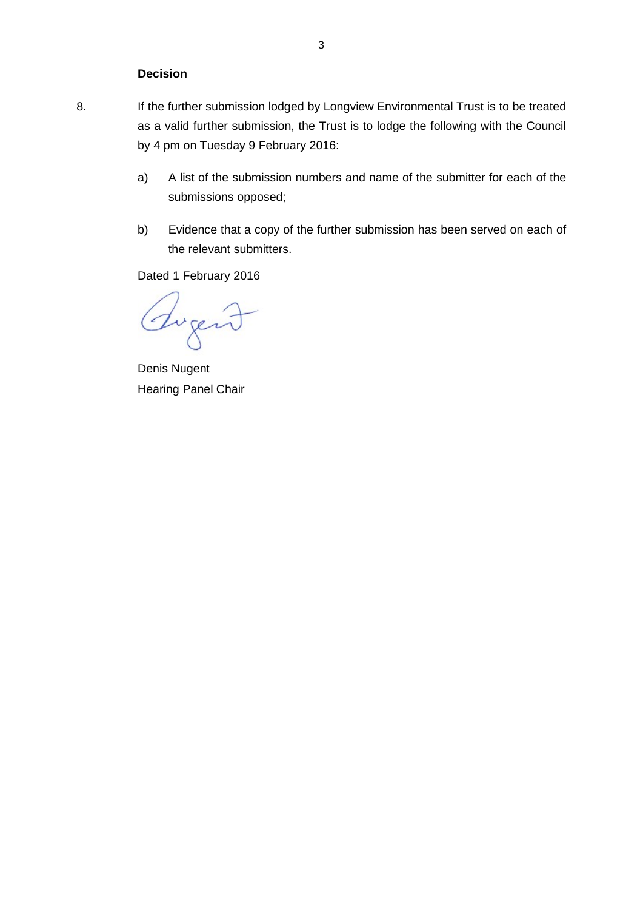**Decision**

8. If the further submission lodged by Longview Environmental Trust is to be treated as a valid further submission, the Trust is to lodge the following with the Council by 4 pm on Tuesday 9 February 2016:

   a) A list of the submission numbers and name of the submitter for each of the submissions opposed;

   b) Evidence that a copy of the further submission has been served on each of the relevant submitters.

Dated 1 February 2016

Denis Nugent
Hearing Panel Chair